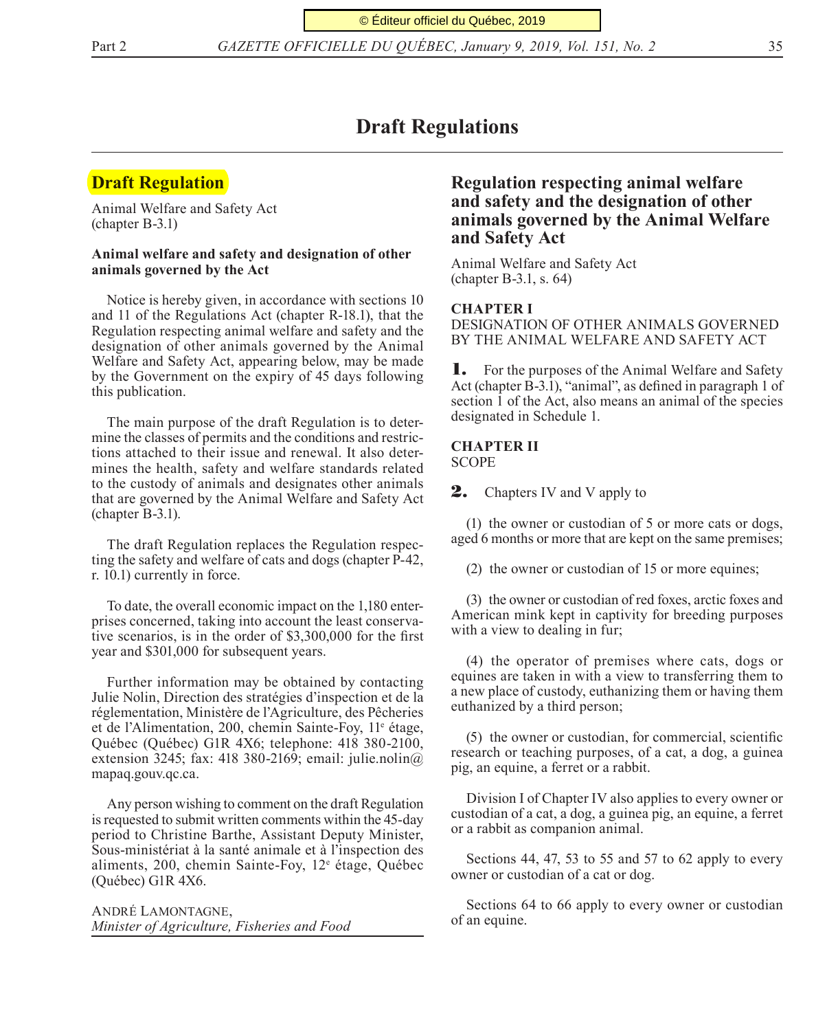# Draft Regulations

## Draft Regulation

Animal Welfare and Safety Act
(chapter B-3.1)

**Animal welfare and safety and designation of other animals governed by the Act**

Notice is hereby given, in accordance with sections 10 and 11 of the Regulations Act (chapter R-18.1), that the Regulation respecting animal welfare and safety and the designation of other animals governed by the Animal Welfare and Safety Act, appearing below, may be made by the Government on the expiry of 45 days following this publication.

The main purpose of the draft Regulation is to determine the classes of permits and the conditions and restrictions attached to their issue and renewal. It also determines the health, safety and welfare standards related to the custody of animals and designates other animals that are governed by the Animal Welfare and Safety Act (chapter B-3.1).

The draft Regulation replaces the Regulation respecting the safety and welfare of cats and dogs (chapter P-42, r. 10.1) currently in force.

To date, the overall economic impact on the 1,180 enterprises concerned, taking into account the least conservative scenarios, is in the order of $3,300,000 for the first year and $301,000 for subsequent years.

Further information may be obtained by contacting Julie Nolin, Direction des stratégies d'inspection et de la réglementation, Ministère de l'Agriculture, des Pêcheries et de l'Alimentation, 200, chemin Sainte-Foy, 11e étage, Québec (Québec) G1R 4X6; telephone: 418 380-2100, extension 3245; fax: 418 380-2169; email: julie.nolin@mapaq.gouv.qc.ca.

Any person wishing to comment on the draft Regulation is requested to submit written comments within the 45-day period to Christine Barthe, Assistant Deputy Minister, Sous-ministériat à la santé animale et à l'inspection des aliments, 200, chemin Sainte-Foy, 12e étage, Québec (Québec) G1R 4X6.

ANDRÉ LAMONTAGNE,
*Minister of Agriculture, Fisheries and Food*

---

## Regulation respecting animal welfare and safety and the designation of other animals governed by the Animal Welfare and Safety Act

Animal Welfare and Safety Act
(chapter B-3.1, s. 64)

**CHAPTER I**
DESIGNATION OF OTHER ANIMALS GOVERNED BY THE ANIMAL WELFARE AND SAFETY ACT

**1.** For the purposes of the Animal Welfare and Safety Act (chapter B-3.1), "animal", as defined in paragraph 1 of section 1 of the Act, also means an animal of the species designated in Schedule 1.

**CHAPTER II**
SCOPE

**2.** Chapters IV and V apply to

(1) the owner or custodian of 5 or more cats or dogs, aged 6 months or more that are kept on the same premises;

(2) the owner or custodian of 15 or more equines;

(3) the owner or custodian of red foxes, arctic foxes and American mink kept in captivity for breeding purposes with a view to dealing in fur;

(4) the operator of premises where cats, dogs or equines are taken in with a view to transferring them to a new place of custody, euthanizing them or having them euthanized by a third person;

(5) the owner or custodian, for commercial, scientific research or teaching purposes, of a cat, a dog, a guinea pig, an equine, a ferret or a rabbit.

Division I of Chapter IV also applies to every owner or custodian of a cat, a dog, a guinea pig, an equine, a ferret or a rabbit as companion animal.

Sections 44, 47, 53 to 55 and 57 to 62 apply to every owner or custodian of a cat or dog.

Sections 64 to 66 apply to every owner or custodian of an equine.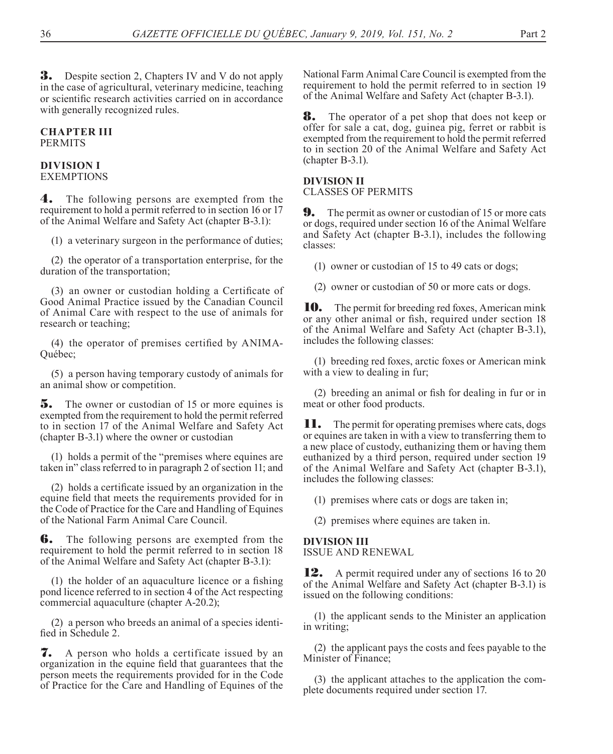**3.** Despite section 2, Chapters IV and V do not apply in the case of agricultural, veterinary medicine, teaching or scientific research activities carried on in accordance with generally recognized rules.

## CHAPTER III
PERMITS

### DIVISION I
EXEMPTIONS

**4.** The following persons are exempted from the requirement to hold a permit referred to in section 16 or 17 of the Animal Welfare and Safety Act (chapter B-3.1):

(1) a veterinary surgeon in the performance of duties;

(2) the operator of a transportation enterprise, for the duration of the transportation;

(3) an owner or custodian holding a Certificate of Good Animal Practice issued by the Canadian Council of Animal Care with respect to the use of animals for research or teaching;

(4) the operator of premises certified by ANIMA-Québec;

(5) a person having temporary custody of animals for an animal show or competition.

**5.** The owner or custodian of 15 or more equines is exempted from the requirement to hold the permit referred to in section 17 of the Animal Welfare and Safety Act (chapter B-3.1) where the owner or custodian

(1) holds a permit of the "premises where equines are taken in" class referred to in paragraph 2 of section 11; and

(2) holds a certificate issued by an organization in the equine field that meets the requirements provided for in the Code of Practice for the Care and Handling of Equines of the National Farm Animal Care Council.

**6.** The following persons are exempted from the requirement to hold the permit referred to in section 18 of the Animal Welfare and Safety Act (chapter B-3.1):

(1) the holder of an aquaculture licence or a fishing pond licence referred to in section 4 of the Act respecting commercial aquaculture (chapter A-20.2);

(2) a person who breeds an animal of a species identified in Schedule 2.

**7.** A person who holds a certificate issued by an organization in the equine field that guarantees that the person meets the requirements provided for in the Code of Practice for the Care and Handling of Equines of the National Farm Animal Care Council is exempted from the requirement to hold the permit referred to in section 19 of the Animal Welfare and Safety Act (chapter B-3.1).

**8.** The operator of a pet shop that does not keep or offer for sale a cat, dog, guinea pig, ferret or rabbit is exempted from the requirement to hold the permit referred to in section 20 of the Animal Welfare and Safety Act (chapter B-3.1).

### DIVISION II
CLASSES OF PERMITS

**9.** The permit as owner or custodian of 15 or more cats or dogs, required under section 16 of the Animal Welfare and Safety Act (chapter B-3.1), includes the following classes:

(1) owner or custodian of 15 to 49 cats or dogs;

(2) owner or custodian of 50 or more cats or dogs.

**10.** The permit for breeding red foxes, American mink or any other animal or fish, required under section 18 of the Animal Welfare and Safety Act (chapter B-3.1), includes the following classes:

(1) breeding red foxes, arctic foxes or American mink with a view to dealing in fur;

(2) breeding an animal or fish for dealing in fur or in meat or other food products.

**11.** The permit for operating premises where cats, dogs or equines are taken in with a view to transferring them to a new place of custody, euthanizing them or having them euthanized by a third person, required under section 19 of the Animal Welfare and Safety Act (chapter B-3.1), includes the following classes:

(1) premises where cats or dogs are taken in;

(2) premises where equines are taken in.

### DIVISION III
ISSUE AND RENEWAL

**12.** A permit required under any of sections 16 to 20 of the Animal Welfare and Safety Act (chapter B-3.1) is issued on the following conditions:

(1) the applicant sends to the Minister an application in writing;

(2) the applicant pays the costs and fees payable to the Minister of Finance;

(3) the applicant attaches to the application the complete documents required under section 17.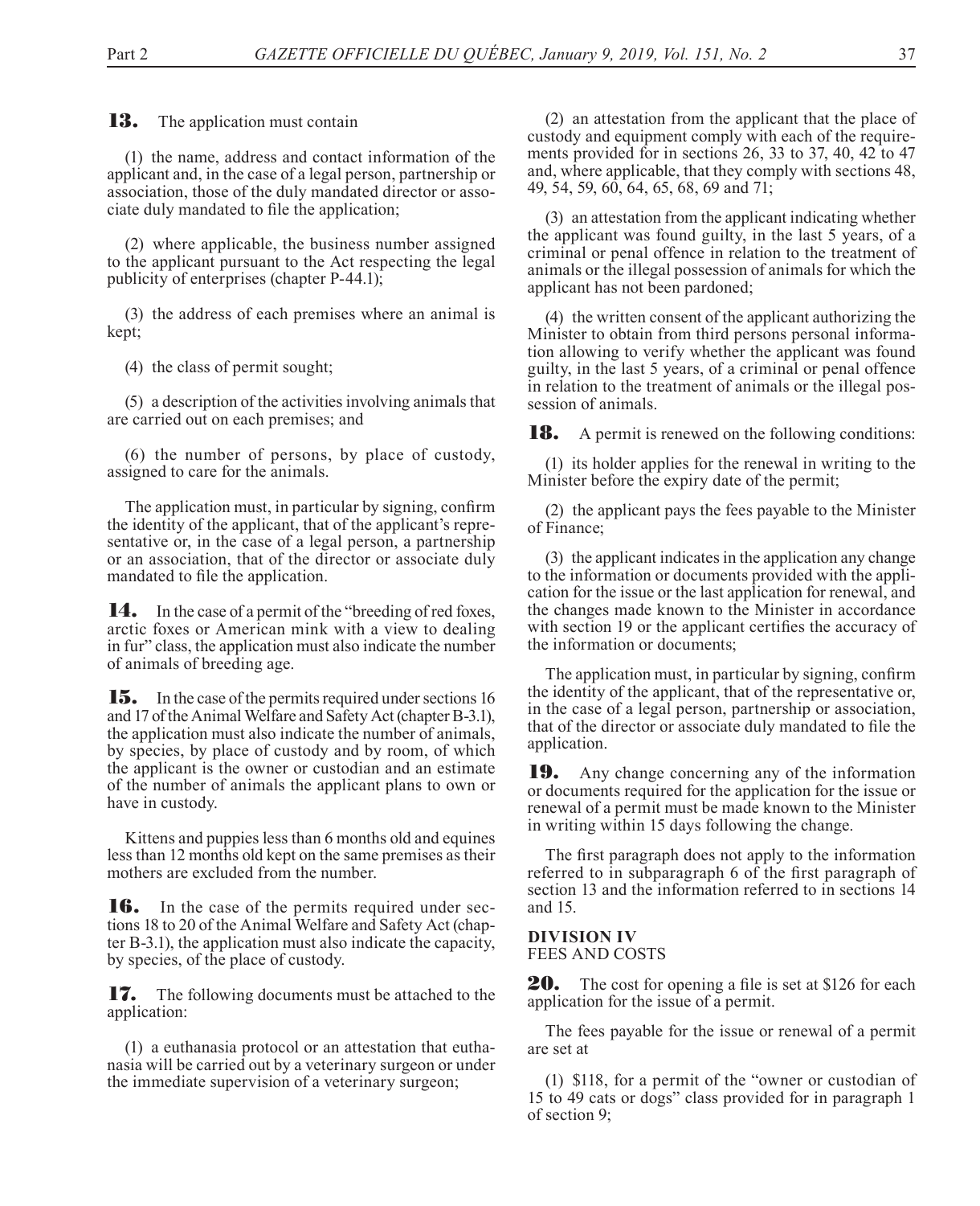**13.** The application must contain

(1) the name, address and contact information of the applicant and, in the case of a legal person, partnership or association, those of the duly mandated director or associate duly mandated to file the application;

(2) where applicable, the business number assigned to the applicant pursuant to the Act respecting the legal publicity of enterprises (chapter P-44.1);

(3) the address of each premises where an animal is kept;

(4) the class of permit sought;

(5) a description of the activities involving animals that are carried out on each premises; and

(6) the number of persons, by place of custody, assigned to care for the animals.

The application must, in particular by signing, confirm the identity of the applicant, that of the applicant's representative or, in the case of a legal person, a partnership or an association, that of the director or associate duly mandated to file the application.

**14.** In the case of a permit of the "breeding of red foxes, arctic foxes or American mink with a view to dealing in fur" class, the application must also indicate the number of animals of breeding age.

**15.** In the case of the permits required under sections 16 and 17 of the Animal Welfare and Safety Act (chapter B-3.1), the application must also indicate the number of animals, by species, by place of custody and by room, of which the applicant is the owner or custodian and an estimate of the number of animals the applicant plans to own or have in custody.

Kittens and puppies less than 6 months old and equines less than 12 months old kept on the same premises as their mothers are excluded from the number.

**16.** In the case of the permits required under sections 18 to 20 of the Animal Welfare and Safety Act (chapter B-3.1), the application must also indicate the capacity, by species, of the place of custody.

**17.** The following documents must be attached to the application:

(1) a euthanasia protocol or an attestation that euthanasia will be carried out by a veterinary surgeon or under the immediate supervision of a veterinary surgeon;

(2) an attestation from the applicant that the place of custody and equipment comply with each of the requirements provided for in sections 26, 33 to 37, 40, 42 to 47 and, where applicable, that they comply with sections 48, 49, 54, 59, 60, 64, 65, 68, 69 and 71;

(3) an attestation from the applicant indicating whether the applicant was found guilty, in the last 5 years, of a criminal or penal offence in relation to the treatment of animals or the illegal possession of animals for which the applicant has not been pardoned;

(4) the written consent of the applicant authorizing the Minister to obtain from third persons personal information allowing to verify whether the applicant was found guilty, in the last 5 years, of a criminal or penal offence in relation to the treatment of animals or the illegal possession of animals.

**18.** A permit is renewed on the following conditions:

(1) its holder applies for the renewal in writing to the Minister before the expiry date of the permit;

(2) the applicant pays the fees payable to the Minister of Finance;

(3) the applicant indicates in the application any change to the information or documents provided with the application for the issue or the last application for renewal, and the changes made known to the Minister in accordance with section 19 or the applicant certifies the accuracy of the information or documents;

The application must, in particular by signing, confirm the identity of the applicant, that of the representative or, in the case of a legal person, partnership or association, that of the director or associate duly mandated to file the application.

**19.** Any change concerning any of the information or documents required for the application for the issue or renewal of a permit must be made known to the Minister in writing within 15 days following the change.

The first paragraph does not apply to the information referred to in subparagraph 6 of the first paragraph of section 13 and the information referred to in sections 14 and 15.

**DIVISION IV**
FEES AND COSTS

**20.** The cost for opening a file is set at $126 for each application for the issue of a permit.

The fees payable for the issue or renewal of a permit are set at

(1) $118, for a permit of the "owner or custodian of 15 to 49 cats or dogs" class provided for in paragraph 1 of section 9;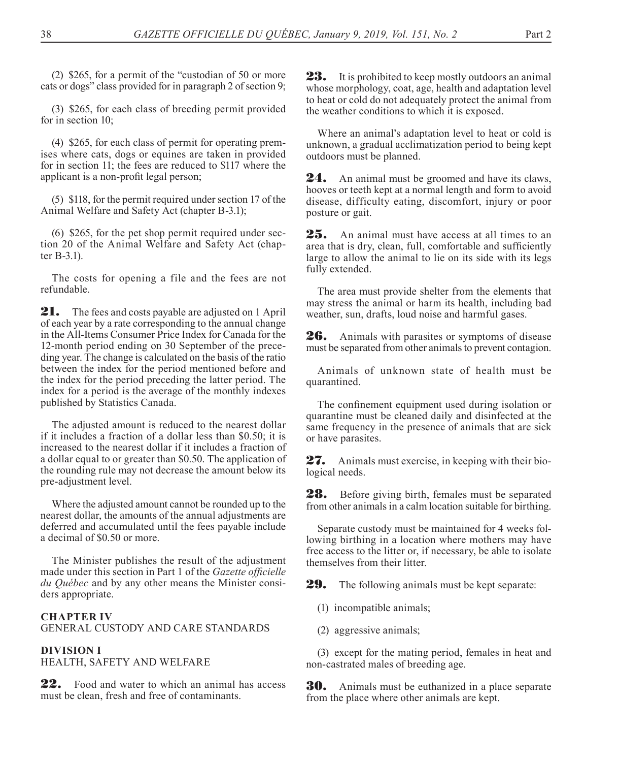(2) $265, for a permit of the "custodian of 50 or more cats or dogs" class provided for in paragraph 2 of section 9;

(3) $265, for each class of breeding permit provided for in section 10;

(4) $265, for each class of permit for operating premises where cats, dogs or equines are taken in provided for in section 11; the fees are reduced to $117 where the applicant is a non-profit legal person;

(5) $118, for the permit required under section 17 of the Animal Welfare and Safety Act (chapter B-3.1);

(6) $265, for the pet shop permit required under section 20 of the Animal Welfare and Safety Act (chapter B-3.1).

The costs for opening a file and the fees are not refundable.

**21.** The fees and costs payable are adjusted on 1 April of each year by a rate corresponding to the annual change in the All-Items Consumer Price Index for Canada for the 12-month period ending on 30 September of the preceding year. The change is calculated on the basis of the ratio between the index for the period mentioned before and the index for the period preceding the latter period. The index for a period is the average of the monthly indexes published by Statistics Canada.

The adjusted amount is reduced to the nearest dollar if it includes a fraction of a dollar less than $0.50; it is increased to the nearest dollar if it includes a fraction of a dollar equal to or greater than $0.50. The application of the rounding rule may not decrease the amount below its pre-adjustment level.

Where the adjusted amount cannot be rounded up to the nearest dollar, the amounts of the annual adjustments are deferred and accumulated until the fees payable include a decimal of $0.50 or more.

The Minister publishes the result of the adjustment made under this section in Part 1 of the *Gazette officielle du Québec* and by any other means the Minister considers appropriate.

## CHAPTER IV
GENERAL CUSTODY AND CARE STANDARDS

### DIVISION I
HEALTH, SAFETY AND WELFARE

**22.** Food and water to which an animal has access must be clean, fresh and free of contaminants.

**23.** It is prohibited to keep mostly outdoors an animal whose morphology, coat, age, health and adaptation level to heat or cold do not adequately protect the animal from the weather conditions to which it is exposed.

Where an animal's adaptation level to heat or cold is unknown, a gradual acclimatization period to being kept outdoors must be planned.

**24.** An animal must be groomed and have its claws, hooves or teeth kept at a normal length and form to avoid disease, difficulty eating, discomfort, injury or poor posture or gait.

**25.** An animal must have access at all times to an area that is dry, clean, full, comfortable and sufficiently large to allow the animal to lie on its side with its legs fully extended.

The area must provide shelter from the elements that may stress the animal or harm its health, including bad weather, sun, drafts, loud noise and harmful gases.

**26.** Animals with parasites or symptoms of disease must be separated from other animals to prevent contagion.

Animals of unknown state of health must be quarantined.

The confinement equipment used during isolation or quarantine must be cleaned daily and disinfected at the same frequency in the presence of animals that are sick or have parasites.

**27.** Animals must exercise, in keeping with their biological needs.

**28.** Before giving birth, females must be separated from other animals in a calm location suitable for birthing.

Separate custody must be maintained for 4 weeks following birthing in a location where mothers may have free access to the litter or, if necessary, be able to isolate themselves from their litter.

**29.** The following animals must be kept separate:

(1) incompatible animals;

(2) aggressive animals;

(3) except for the mating period, females in heat and non-castrated males of breeding age.

**30.** Animals must be euthanized in a place separate from the place where other animals are kept.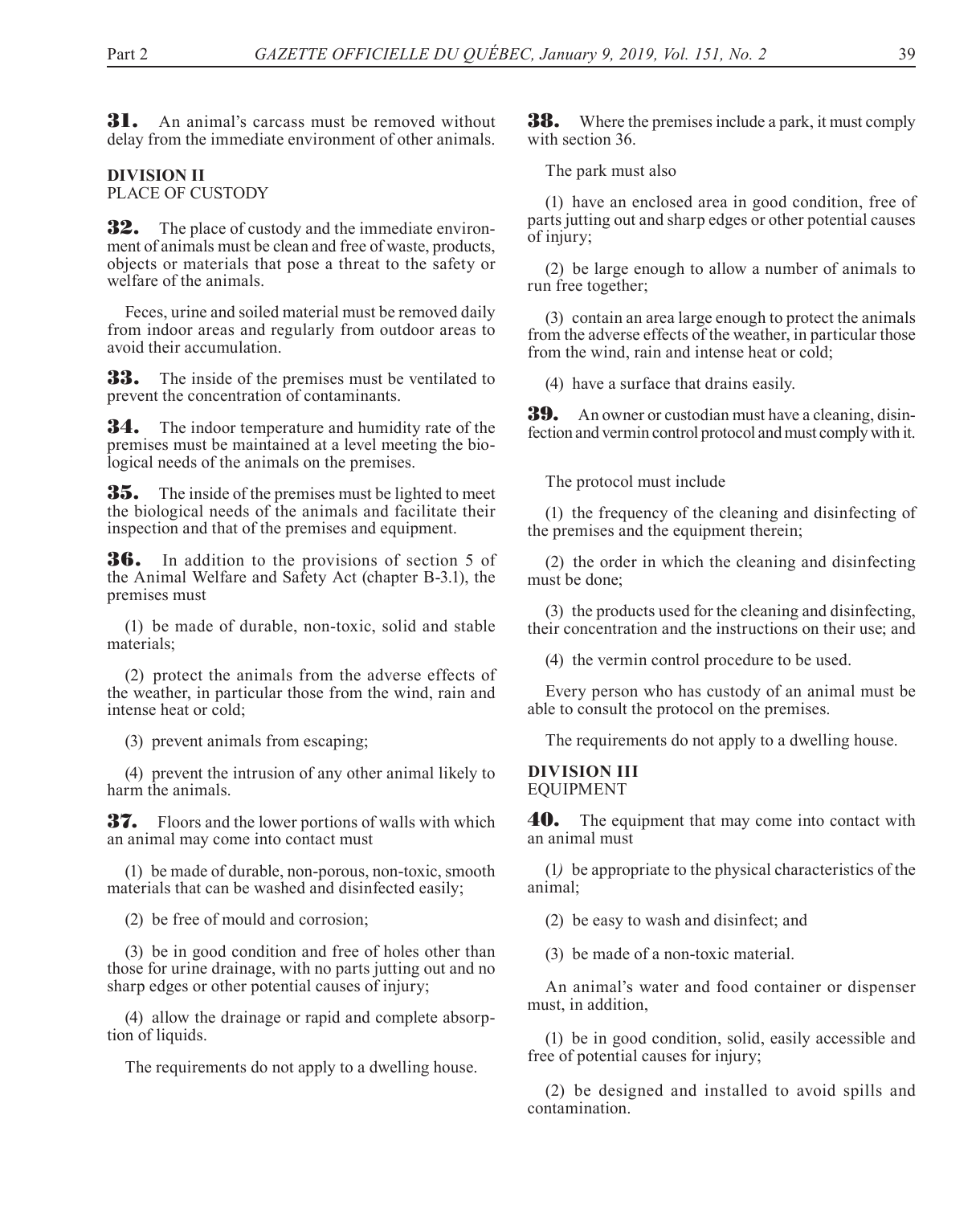**31.** An animal's carcass must be removed without delay from the immediate environment of other animals.

**DIVISION II**
PLACE OF CUSTODY

**32.** The place of custody and the immediate environment of animals must be clean and free of waste, products, objects or materials that pose a threat to the safety or welfare of the animals.

Feces, urine and soiled material must be removed daily from indoor areas and regularly from outdoor areas to avoid their accumulation.

**33.** The inside of the premises must be ventilated to prevent the concentration of contaminants.

**34.** The indoor temperature and humidity rate of the premises must be maintained at a level meeting the biological needs of the animals on the premises.

**35.** The inside of the premises must be lighted to meet the biological needs of the animals and facilitate their inspection and that of the premises and equipment.

**36.** In addition to the provisions of section 5 of the Animal Welfare and Safety Act (chapter B-3.1), the premises must

(1) be made of durable, non-toxic, solid and stable materials;

(2) protect the animals from the adverse effects of the weather, in particular those from the wind, rain and intense heat or cold;

(3) prevent animals from escaping;

(4) prevent the intrusion of any other animal likely to harm the animals.

**37.** Floors and the lower portions of walls with which an animal may come into contact must

(1) be made of durable, non-porous, non-toxic, smooth materials that can be washed and disinfected easily;

(2) be free of mould and corrosion;

(3) be in good condition and free of holes other than those for urine drainage, with no parts jutting out and no sharp edges or other potential causes of injury;

(4) allow the drainage or rapid and complete absorption of liquids.

The requirements do not apply to a dwelling house.

**38.** Where the premises include a park, it must comply with section 36.

The park must also

(1) have an enclosed area in good condition, free of parts jutting out and sharp edges or other potential causes of injury;

(2) be large enough to allow a number of animals to run free together;

(3) contain an area large enough to protect the animals from the adverse effects of the weather, in particular those from the wind, rain and intense heat or cold;

(4) have a surface that drains easily.

**39.** An owner or custodian must have a cleaning, disinfection and vermin control protocol and must comply with it.

The protocol must include

(1) the frequency of the cleaning and disinfecting of the premises and the equipment therein;

(2) the order in which the cleaning and disinfecting must be done;

(3) the products used for the cleaning and disinfecting, their concentration and the instructions on their use; and

(4) the vermin control procedure to be used.

Every person who has custody of an animal must be able to consult the protocol on the premises.

The requirements do not apply to a dwelling house.

**DIVISION III**
EQUIPMENT

**40.** The equipment that may come into contact with an animal must

(1) be appropriate to the physical characteristics of the animal;

(2) be easy to wash and disinfect; and

(3) be made of a non-toxic material.

An animal's water and food container or dispenser must, in addition,

(1) be in good condition, solid, easily accessible and free of potential causes for injury;

(2) be designed and installed to avoid spills and contamination.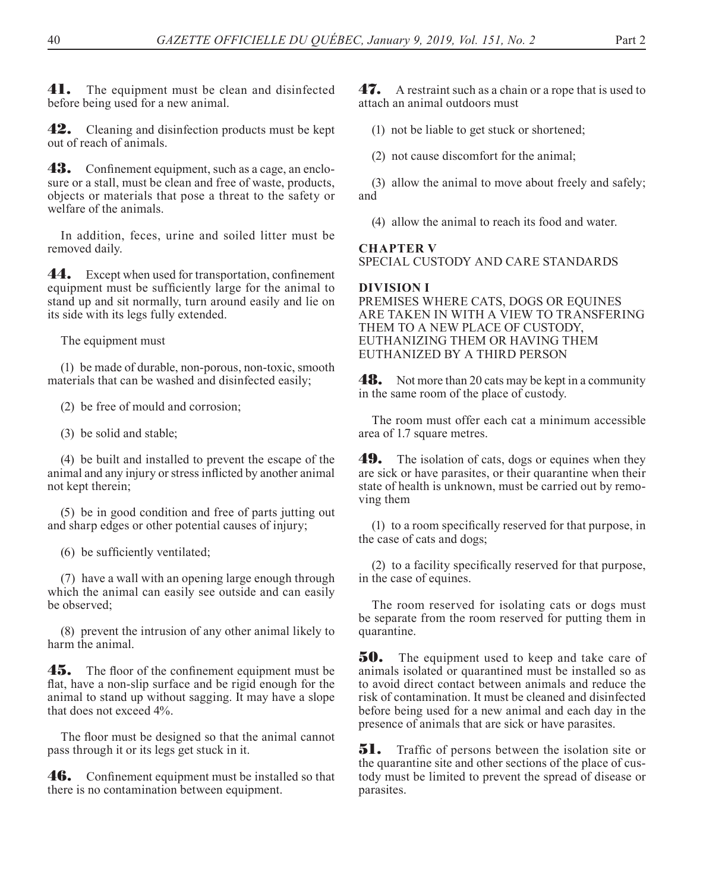**41.** The equipment must be clean and disinfected before being used for a new animal.

**42.** Cleaning and disinfection products must be kept out of reach of animals.

**43.** Confinement equipment, such as a cage, an enclosure or a stall, must be clean and free of waste, products, objects or materials that pose a threat to the safety or welfare of the animals.

In addition, feces, urine and soiled litter must be removed daily.

**44.** Except when used for transportation, confinement equipment must be sufficiently large for the animal to stand up and sit normally, turn around easily and lie on its side with its legs fully extended.

The equipment must

(1) be made of durable, non-porous, non-toxic, smooth materials that can be washed and disinfected easily;

(2) be free of mould and corrosion;

(3) be solid and stable;

(4) be built and installed to prevent the escape of the animal and any injury or stress inflicted by another animal not kept therein;

(5) be in good condition and free of parts jutting out and sharp edges or other potential causes of injury;

(6) be sufficiently ventilated;

(7) have a wall with an opening large enough through which the animal can easily see outside and can easily be observed;

(8) prevent the intrusion of any other animal likely to harm the animal.

**45.** The floor of the confinement equipment must be flat, have a non-slip surface and be rigid enough for the animal to stand up without sagging. It may have a slope that does not exceed 4%.

The floor must be designed so that the animal cannot pass through it or its legs get stuck in it.

**46.** Confinement equipment must be installed so that there is no contamination between equipment.

**47.** A restraint such as a chain or a rope that is used to attach an animal outdoors must

(1) not be liable to get stuck or shortened;

(2) not cause discomfort for the animal;

(3) allow the animal to move about freely and safely; and

(4) allow the animal to reach its food and water.

## CHAPTER V
SPECIAL CUSTODY AND CARE STANDARDS

### DIVISION I
PREMISES WHERE CATS, DOGS OR EQUINES ARE TAKEN IN WITH A VIEW TO TRANSFERING THEM TO A NEW PLACE OF CUSTODY, EUTHANIZING THEM OR HAVING THEM EUTHANIZED BY A THIRD PERSON

**48.** Not more than 20 cats may be kept in a community in the same room of the place of custody.

The room must offer each cat a minimum accessible area of 1.7 square metres.

**49.** The isolation of cats, dogs or equines when they are sick or have parasites, or their quarantine when their state of health is unknown, must be carried out by removing them

(1) to a room specifically reserved for that purpose, in the case of cats and dogs;

(2) to a facility specifically reserved for that purpose, in the case of equines.

The room reserved for isolating cats or dogs must be separate from the room reserved for putting them in quarantine.

**50.** The equipment used to keep and take care of animals isolated or quarantined must be installed so as to avoid direct contact between animals and reduce the risk of contamination. It must be cleaned and disinfected before being used for a new animal and each day in the presence of animals that are sick or have parasites.

**51.** Traffic of persons between the isolation site or the quarantine site and other sections of the place of custody must be limited to prevent the spread of disease or parasites.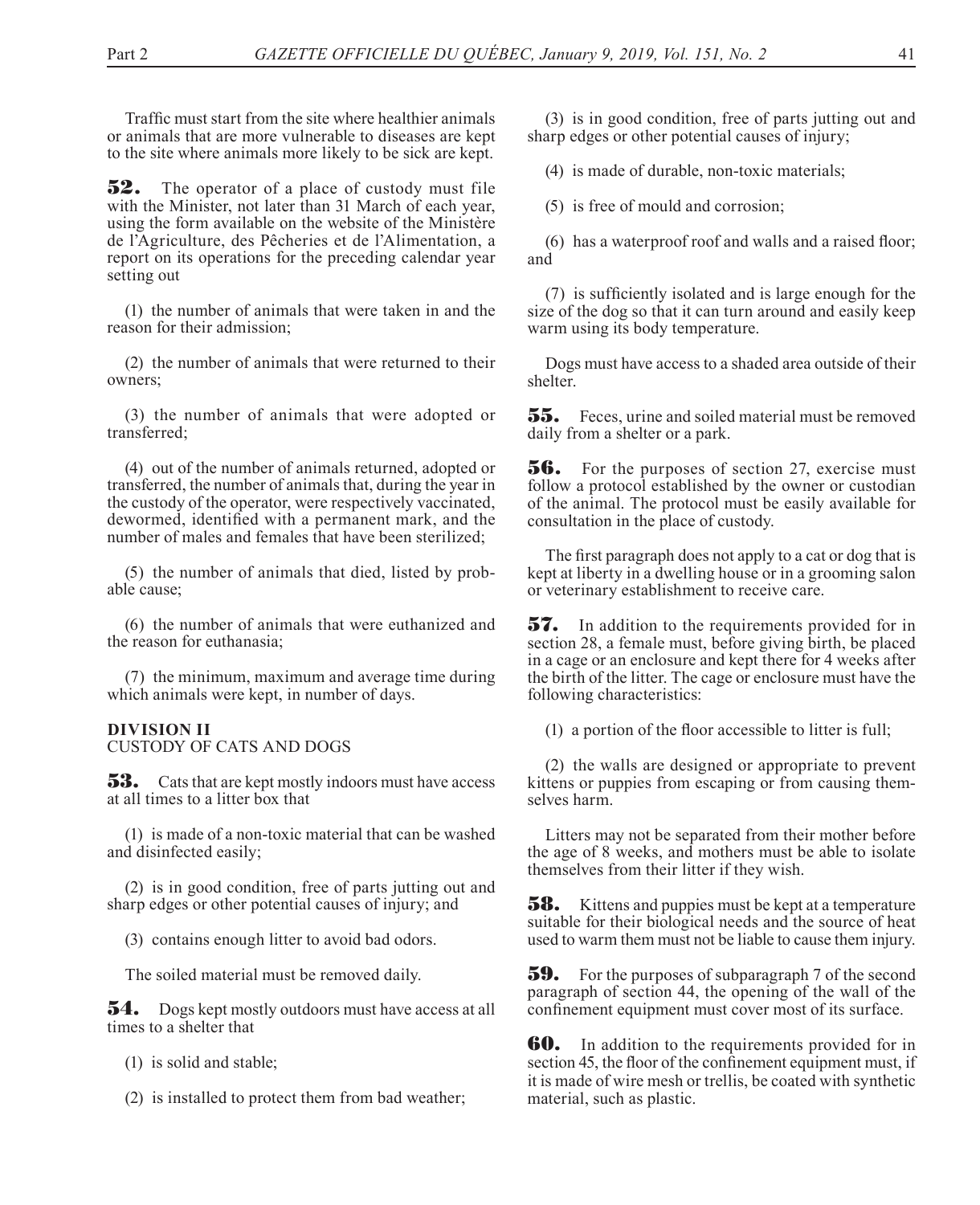Traffic must start from the site where healthier animals or animals that are more vulnerable to diseases are kept to the site where animals more likely to be sick are kept.

**52.** The operator of a place of custody must file with the Minister, not later than 31 March of each year, using the form available on the website of the Ministère de l'Agriculture, des Pêcheries et de l'Alimentation, a report on its operations for the preceding calendar year setting out

(1) the number of animals that were taken in and the reason for their admission;

(2) the number of animals that were returned to their owners;

(3) the number of animals that were adopted or transferred;

(4) out of the number of animals returned, adopted or transferred, the number of animals that, during the year in the custody of the operator, were respectively vaccinated, dewormed, identified with a permanent mark, and the number of males and females that have been sterilized;

(5) the number of animals that died, listed by probable cause;

(6) the number of animals that were euthanized and the reason for euthanasia;

(7) the minimum, maximum and average time during which animals were kept, in number of days.

### DIVISION II
CUSTODY OF CATS AND DOGS

**53.** Cats that are kept mostly indoors must have access at all times to a litter box that

(1) is made of a non-toxic material that can be washed and disinfected easily;

(2) is in good condition, free of parts jutting out and sharp edges or other potential causes of injury; and

(3) contains enough litter to avoid bad odors.

The soiled material must be removed daily.

**54.** Dogs kept mostly outdoors must have access at all times to a shelter that

(1) is solid and stable;

(2) is installed to protect them from bad weather;

(3) is in good condition, free of parts jutting out and sharp edges or other potential causes of injury;

(4) is made of durable, non-toxic materials;

(5) is free of mould and corrosion;

(6) has a waterproof roof and walls and a raised floor; and

(7) is sufficiently isolated and is large enough for the size of the dog so that it can turn around and easily keep warm using its body temperature.

Dogs must have access to a shaded area outside of their shelter.

**55.** Feces, urine and soiled material must be removed daily from a shelter or a park.

**56.** For the purposes of section 27, exercise must follow a protocol established by the owner or custodian of the animal. The protocol must be easily available for consultation in the place of custody.

The first paragraph does not apply to a cat or dog that is kept at liberty in a dwelling house or in a grooming salon or veterinary establishment to receive care.

**57.** In addition to the requirements provided for in section 28, a female must, before giving birth, be placed in a cage or an enclosure and kept there for 4 weeks after the birth of the litter. The cage or enclosure must have the following characteristics:

(1) a portion of the floor accessible to litter is full;

(2) the walls are designed or appropriate to prevent kittens or puppies from escaping or from causing themselves harm.

Litters may not be separated from their mother before the age of 8 weeks, and mothers must be able to isolate themselves from their litter if they wish.

**58.** Kittens and puppies must be kept at a temperature suitable for their biological needs and the source of heat used to warm them must not be liable to cause them injury.

**59.** For the purposes of subparagraph 7 of the second paragraph of section 44, the opening of the wall of the confinement equipment must cover most of its surface.

**60.** In addition to the requirements provided for in section 45, the floor of the confinement equipment must, if it is made of wire mesh or trellis, be coated with synthetic material, such as plastic.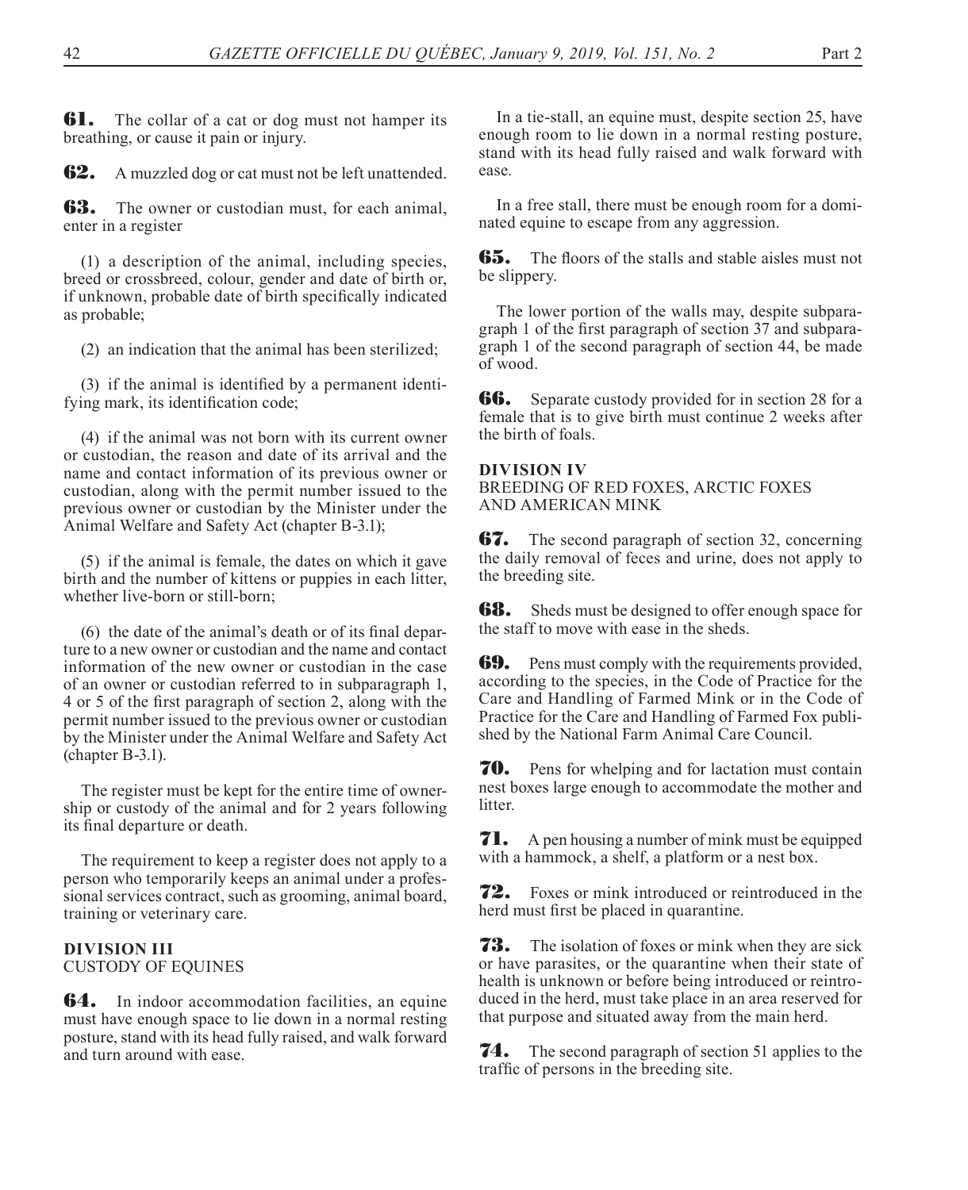**61.** The collar of a cat or dog must not hamper its breathing, or cause it pain or injury.

**62.** A muzzled dog or cat must not be left unattended.

**63.** The owner or custodian must, for each animal, enter in a register

(1) a description of the animal, including species, breed or crossbreed, colour, gender and date of birth or, if unknown, probable date of birth specifically indicated as probable;

(2) an indication that the animal has been sterilized;

(3) if the animal is identified by a permanent identifying mark, its identification code;

(4) if the animal was not born with its current owner or custodian, the reason and date of its arrival and the name and contact information of its previous owner or custodian, along with the permit number issued to the previous owner or custodian by the Minister under the Animal Welfare and Safety Act (chapter B-3.1);

(5) if the animal is female, the dates on which it gave birth and the number of kittens or puppies in each litter, whether live-born or still-born;

(6) the date of the animal's death or of its final departure to a new owner or custodian and the name and contact information of the new owner or custodian in the case of an owner or custodian referred to in subparagraph 1, 4 or 5 of the first paragraph of section 2, along with the permit number issued to the previous owner or custodian by the Minister under the Animal Welfare and Safety Act (chapter B-3.1).

The register must be kept for the entire time of ownership or custody of the animal and for 2 years following its final departure or death.

The requirement to keep a register does not apply to a person who temporarily keeps an animal under a professional services contract, such as grooming, animal board, training or veterinary care.

### DIVISION III
CUSTODY OF EQUINES

**64.** In indoor accommodation facilities, an equine must have enough space to lie down in a normal resting posture, stand with its head fully raised, and walk forward and turn around with ease.

In a tie-stall, an equine must, despite section 25, have enough room to lie down in a normal resting posture, stand with its head fully raised and walk forward with ease.

In a free stall, there must be enough room for a dominated equine to escape from any aggression.

**65.** The floors of the stalls and stable aisles must not be slippery.

The lower portion of the walls may, despite subparagraph 1 of the first paragraph of section 37 and subparagraph 1 of the second paragraph of section 44, be made of wood.

**66.** Separate custody provided for in section 28 for a female that is to give birth must continue 2 weeks after the birth of foals.

### DIVISION IV
BREEDING OF RED FOXES, ARCTIC FOXES AND AMERICAN MINK

**67.** The second paragraph of section 32, concerning the daily removal of feces and urine, does not apply to the breeding site.

**68.** Sheds must be designed to offer enough space for the staff to move with ease in the sheds.

**69.** Pens must comply with the requirements provided, according to the species, in the Code of Practice for the Care and Handling of Farmed Mink or in the Code of Practice for the Care and Handling of Farmed Fox published by the National Farm Animal Care Council.

**70.** Pens for whelping and for lactation must contain nest boxes large enough to accommodate the mother and litter.

**71.** A pen housing a number of mink must be equipped with a hammock, a shelf, a platform or a nest box.

**72.** Foxes or mink introduced or reintroduced in the herd must first be placed in quarantine.

**73.** The isolation of foxes or mink when they are sick or have parasites, or the quarantine when their state of health is unknown or before being introduced or reintroduced in the herd, must take place in an area reserved for that purpose and situated away from the main herd.

**74.** The second paragraph of section 51 applies to the traffic of persons in the breeding site.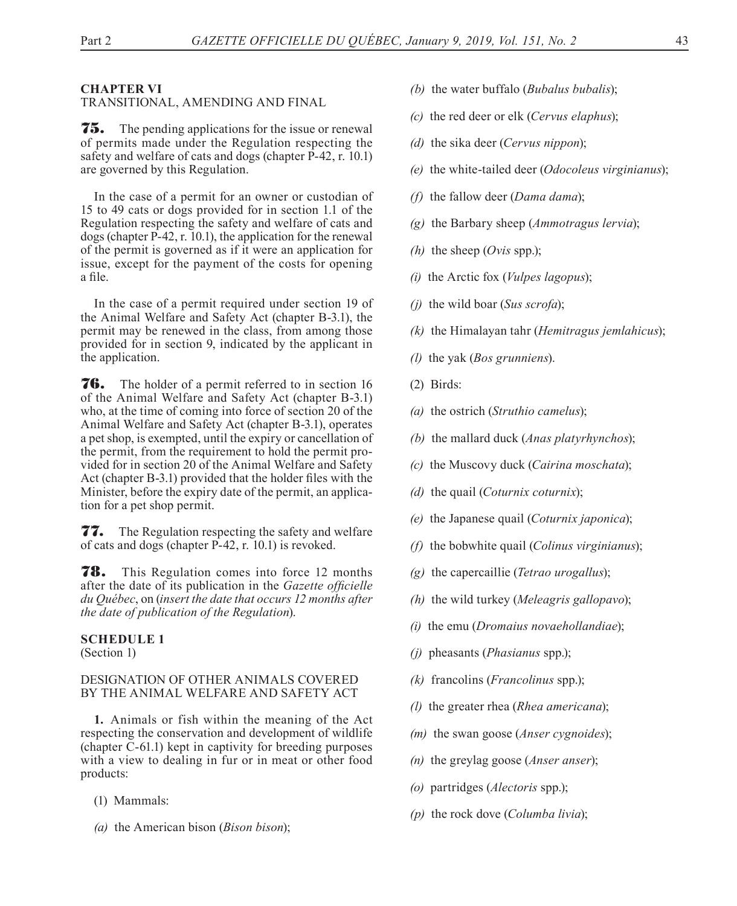**CHAPTER VI**
TRANSITIONAL, AMENDING AND FINAL

**75.** The pending applications for the issue or renewal of permits made under the Regulation respecting the safety and welfare of cats and dogs (chapter P-42, r. 10.1) are governed by this Regulation.

In the case of a permit for an owner or custodian of 15 to 49 cats or dogs provided for in section 1.1 of the Regulation respecting the safety and welfare of cats and dogs (chapter P-42, r. 10.1), the application for the renewal of the permit is governed as if it were an application for issue, except for the payment of the costs for opening a file.

In the case of a permit required under section 19 of the Animal Welfare and Safety Act (chapter B-3.1), the permit may be renewed in the class, from among those provided for in section 9, indicated by the applicant in the application.

**76.** The holder of a permit referred to in section 16 of the Animal Welfare and Safety Act (chapter B-3.1) who, at the time of coming into force of section 20 of the Animal Welfare and Safety Act (chapter B-3.1), operates a pet shop, is exempted, until the expiry or cancellation of the permit, from the requirement to hold the permit provided for in section 20 of the Animal Welfare and Safety Act (chapter B-3.1) provided that the holder files with the Minister, before the expiry date of the permit, an application for a pet shop permit.

**77.** The Regulation respecting the safety and welfare of cats and dogs (chapter P-42, r. 10.1) is revoked.

**78.** This Regulation comes into force 12 months after the date of its publication in the *Gazette officielle du Québec*, on (*insert the date that occurs 12 months after the date of publication of the Regulation*).

**SCHEDULE 1**
(Section 1)

DESIGNATION OF OTHER ANIMALS COVERED BY THE ANIMAL WELFARE AND SAFETY ACT

**1.** Animals or fish within the meaning of the Act respecting the conservation and development of wildlife (chapter C-61.1) kept in captivity for breeding purposes with a view to dealing in fur or in meat or other food products:

(1) Mammals:

*(a)* the American bison (*Bison bison*);

*(b)* the water buffalo (*Bubalus bubalis*);

*(c)* the red deer or elk (*Cervus elaphus*);

*(d)* the sika deer (*Cervus nippon*);

*(e)* the white-tailed deer (*Odocoleus virginianus*);

*(f)* the fallow deer (*Dama dama*);

*(g)* the Barbary sheep (*Ammotragus lervia*);

*(h)* the sheep (*Ovis* spp.);

*(i)* the Arctic fox (*Vulpes lagopus*);

*(j)* the wild boar (*Sus scrofa*);

*(k)* the Himalayan tahr (*Hemitragus jemlahicus*);

*(l)* the yak (*Bos grunniens*).

(2) Birds:

*(a)* the ostrich (*Struthio camelus*);

*(b)* the mallard duck (*Anas platyrhynchos*);

*(c)* the Muscovy duck (*Cairina moschata*);

*(d)* the quail (*Coturnix coturnix*);

*(e)* the Japanese quail (*Coturnix japonica*);

*(f)* the bobwhite quail (*Colinus virginianus*);

*(g)* the capercaillie (*Tetrao urogallus*);

*(h)* the wild turkey (*Meleagris gallopavo*);

*(i)* the emu (*Dromaius novaehollandiae*);

*(j)* pheasants (*Phasianus* spp.);

*(k)* francolins (*Francolinus* spp.);

*(l)* the greater rhea (*Rhea americana*);

*(m)* the swan goose (*Anser cygnoides*);

*(n)* the greylag goose (*Anser anser*);

*(o)* partridges (*Alectoris* spp.);

*(p)* the rock dove (*Columba livia*);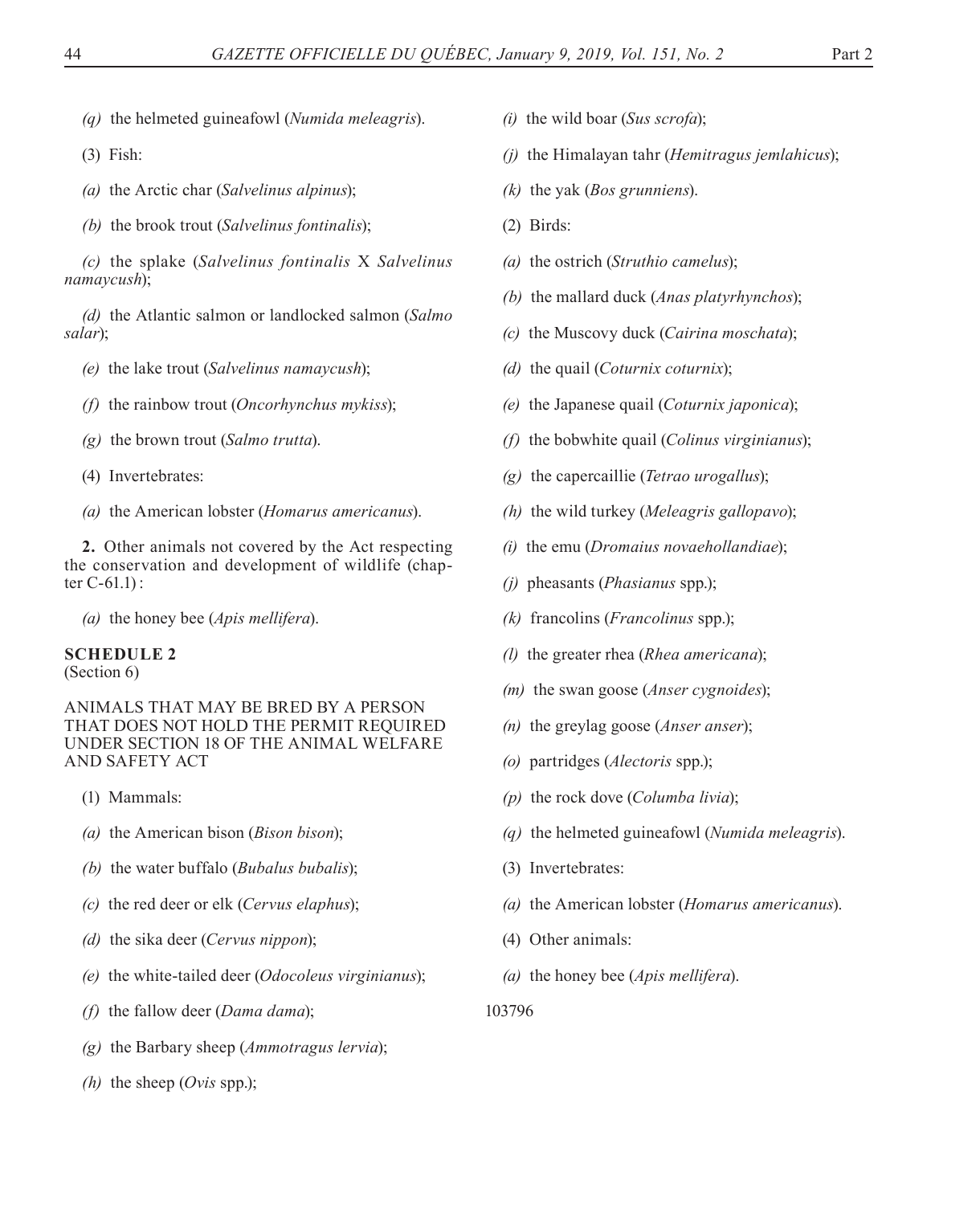*(q)* the helmeted guineafowl (*Numida meleagris*).

(3) Fish:

*(a)* the Arctic char (*Salvelinus alpinus*);

*(b)* the brook trout (*Salvelinus fontinalis*);

*(c)* the splake (*Salvelinus fontinalis* X *Salvelinus namaycush*);

*(d)* the Atlantic salmon or landlocked salmon (*Salmo salar*);

*(e)* the lake trout (*Salvelinus namaycush*);

*(f)* the rainbow trout (*Oncorhynchus mykiss*);

*(g)* the brown trout (*Salmo trutta*).

(4) Invertebrates:

*(a)* the American lobster (*Homarus americanus*).

**2.** Other animals not covered by the Act respecting the conservation and development of wildlife (chapter C-61.1) :

*(a)* the honey bee (*Apis mellifera*).

**SCHEDULE 2**
(Section 6)

ANIMALS THAT MAY BE BRED BY A PERSON THAT DOES NOT HOLD THE PERMIT REQUIRED UNDER SECTION 18 OF THE ANIMAL WELFARE AND SAFETY ACT

(1) Mammals:

*(a)* the American bison (*Bison bison*);

*(b)* the water buffalo (*Bubalus bubalis*);

*(c)* the red deer or elk (*Cervus elaphus*);

*(d)* the sika deer (*Cervus nippon*);

*(e)* the white-tailed deer (*Odocoleus virginianus*);

*(f)* the fallow deer (*Dama dama*);

*(g)* the Barbary sheep (*Ammotragus lervia*);

*(h)* the sheep (*Ovis* spp.);

*(i)* the wild boar (*Sus scrofa*);

*(j)* the Himalayan tahr (*Hemitragus jemlahicus*);

*(k)* the yak (*Bos grunniens*).

(2) Birds:

*(a)* the ostrich (*Struthio camelus*);

*(b)* the mallard duck (*Anas platyrhynchos*);

*(c)* the Muscovy duck (*Cairina moschata*);

*(d)* the quail (*Coturnix coturnix*);

*(e)* the Japanese quail (*Coturnix japonica*);

*(f)* the bobwhite quail (*Colinus virginianus*);

*(g)* the capercaillie (*Tetrao urogallus*);

*(h)* the wild turkey (*Meleagris gallopavo*);

*(i)* the emu (*Dromaius novaehollandiae*);

*(j)* pheasants (*Phasianus* spp.);

*(k)* francolins (*Francolinus* spp.);

*(l)* the greater rhea (*Rhea americana*);

*(m)* the swan goose (*Anser cygnoides*);

*(n)* the greylag goose (*Anser anser*);

*(o)* partridges (*Alectoris* spp.);

*(p)* the rock dove (*Columba livia*);

*(q)* the helmeted guineafowl (*Numida meleagris*).

(3) Invertebrates:

*(a)* the American lobster (*Homarus americanus*).

(4) Other animals:

*(a)* the honey bee (*Apis mellifera*).

103796